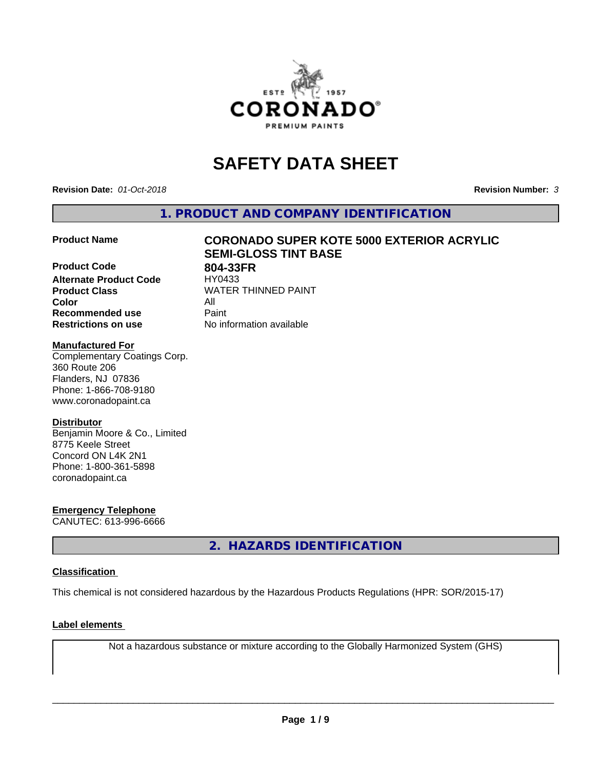# SAFETY DATA SHEET

**Revision Date:** *01-Oct-2018* **Revision Number:** *3*

## 1. PRODUCT AND COMPANY IDENTIFICATION

| | |
|---|---|
| **Product Name** | **CORONADO SUPER KOTE 5000 EXTERIOR ACRYLIC SEMI-GLOSS TINT BASE** |
| **Product Code** | **804-33FR** |
| **Alternate Product Code** | HY0433 |
| **Product Class** | WATER THINNED PAINT |
| **Color** | All |
| **Recommended use** | Paint |
| **Restrictions on use** | No information available |

**Manufactured For**
Complementary Coatings Corp.
360 Route 206
Flanders, NJ 07836
Phone: 1-866-708-9180
www.coronadopaint.ca

**Distributor**
Benjamin Moore & Co., Limited
8775 Keele Street
Concord ON L4K 2N1
Phone: 1-800-361-5898
coronadopaint.ca

**Emergency Telephone**
CANUTEC: 613-996-6666

## 2. HAZARDS IDENTIFICATION

**Classification**

This chemical is not considered hazardous by the Hazardous Products Regulations (HPR: SOR/2015-17)

**Label elements**

Not a hazardous substance or mixture according to the Globally Harmonized System (GHS)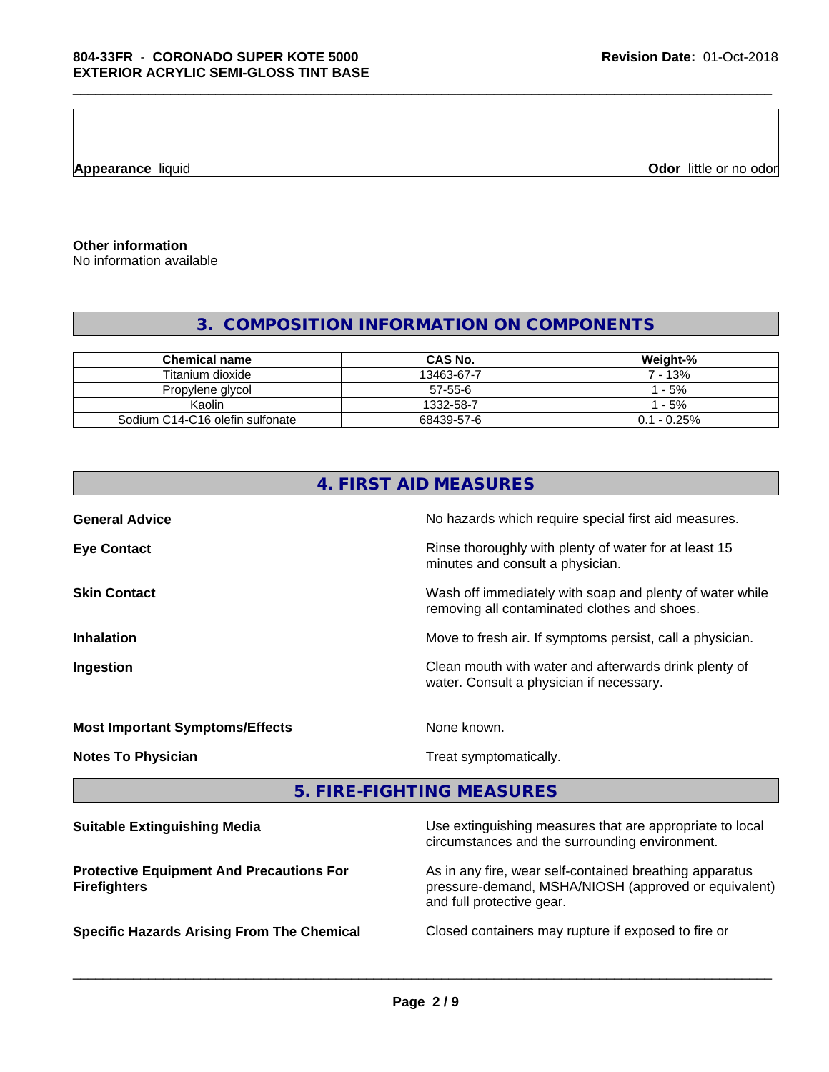**Appearance** liquid

**Odor** little or no odor

**Other information**

No information available

## 3. COMPOSITION INFORMATION ON COMPONENTS

| Chemical name | CAS No. | Weight-% |
|---|---|---|
| Titanium dioxide | 13463-67-7 | 7 - 13% |
| Propylene glycol | 57-55-6 | 1 - 5% |
| Kaolin | 1332-58-7 | 1 - 5% |
| Sodium C14-C16 olefin sulfonate | 68439-57-6 | 0.1 - 0.25% |

## 4. FIRST AID MEASURES

**General Advice**
No hazards which require special first aid measures.

**Eye Contact**
Rinse thoroughly with plenty of water for at least 15 minutes and consult a physician.

**Skin Contact**
Wash off immediately with soap and plenty of water while removing all contaminated clothes and shoes.

**Inhalation**
Move to fresh air. If symptoms persist, call a physician.

**Ingestion**
Clean mouth with water and afterwards drink plenty of water. Consult a physician if necessary.

**Most Important Symptoms/Effects**
None known.

**Notes To Physician**
Treat symptomatically.

## 5. FIRE-FIGHTING MEASURES

**Suitable Extinguishing Media**
Use extinguishing measures that are appropriate to local circumstances and the surrounding environment.

**Protective Equipment And Precautions For Firefighters**
As in any fire, wear self-contained breathing apparatus pressure-demand, MSHA/NIOSH (approved or equivalent) and full protective gear.

**Specific Hazards Arising From The Chemical**
Closed containers may rupture if exposed to fire or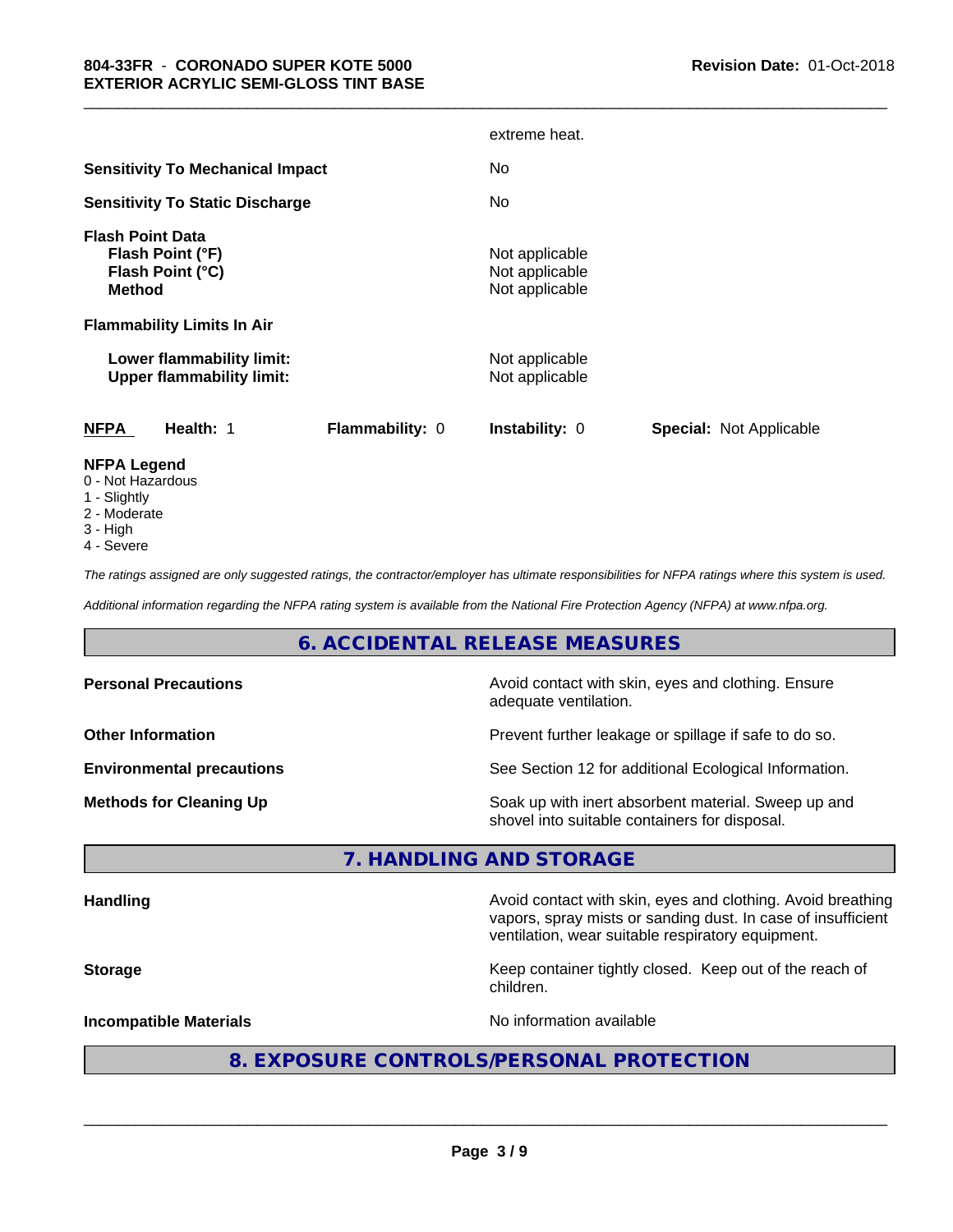| | |
|---|---|
| | extreme heat. |
| **Sensitivity To Mechanical Impact** | No |
| **Sensitivity To Static Discharge** | No |

**Flash Point Data**

| | |
|---|---|
| **Flash Point (°F)** | Not applicable |
| **Flash Point (°C)** | Not applicable |
| **Method** | Not applicable |

**Flammability Limits In Air**

| | |
|---|---|
| **Lower flammability limit:** | Not applicable |
| **Upper flammability limit:** | Not applicable |

| **NFPA** | **Health:** 1 | **Flammability:** 0 | **Instability:** 0 | **Special:** Not Applicable |
|---|---|---|---|---|

**NFPA Legend**
- 0 - Not Hazardous
- 1 - Slightly
- 2 - Moderate
- 3 - High
- 4 - Severe

*The ratings assigned are only suggested ratings, the contractor/employer has ultimate responsibilities for NFPA ratings where this system is used.*

*Additional information regarding the NFPA rating system is available from the National Fire Protection Agency (NFPA) at www.nfpa.org.*

## 6. ACCIDENTAL RELEASE MEASURES

| | |
|---|---|
| **Personal Precautions** | Avoid contact with skin, eyes and clothing. Ensure adequate ventilation. |
| **Other Information** | Prevent further leakage or spillage if safe to do so. |
| **Environmental precautions** | See Section 12 for additional Ecological Information. |
| **Methods for Cleaning Up** | Soak up with inert absorbent material. Sweep up and shovel into suitable containers for disposal. |

## 7. HANDLING AND STORAGE

| | |
|---|---|
| **Handling** | Avoid contact with skin, eyes and clothing. Avoid breathing vapors, spray mists or sanding dust. In case of insufficient ventilation, wear suitable respiratory equipment. |
| **Storage** | Keep container tightly closed. Keep out of the reach of children. |
| **Incompatible Materials** | No information available |

## 8. EXPOSURE CONTROLS/PERSONAL PROTECTION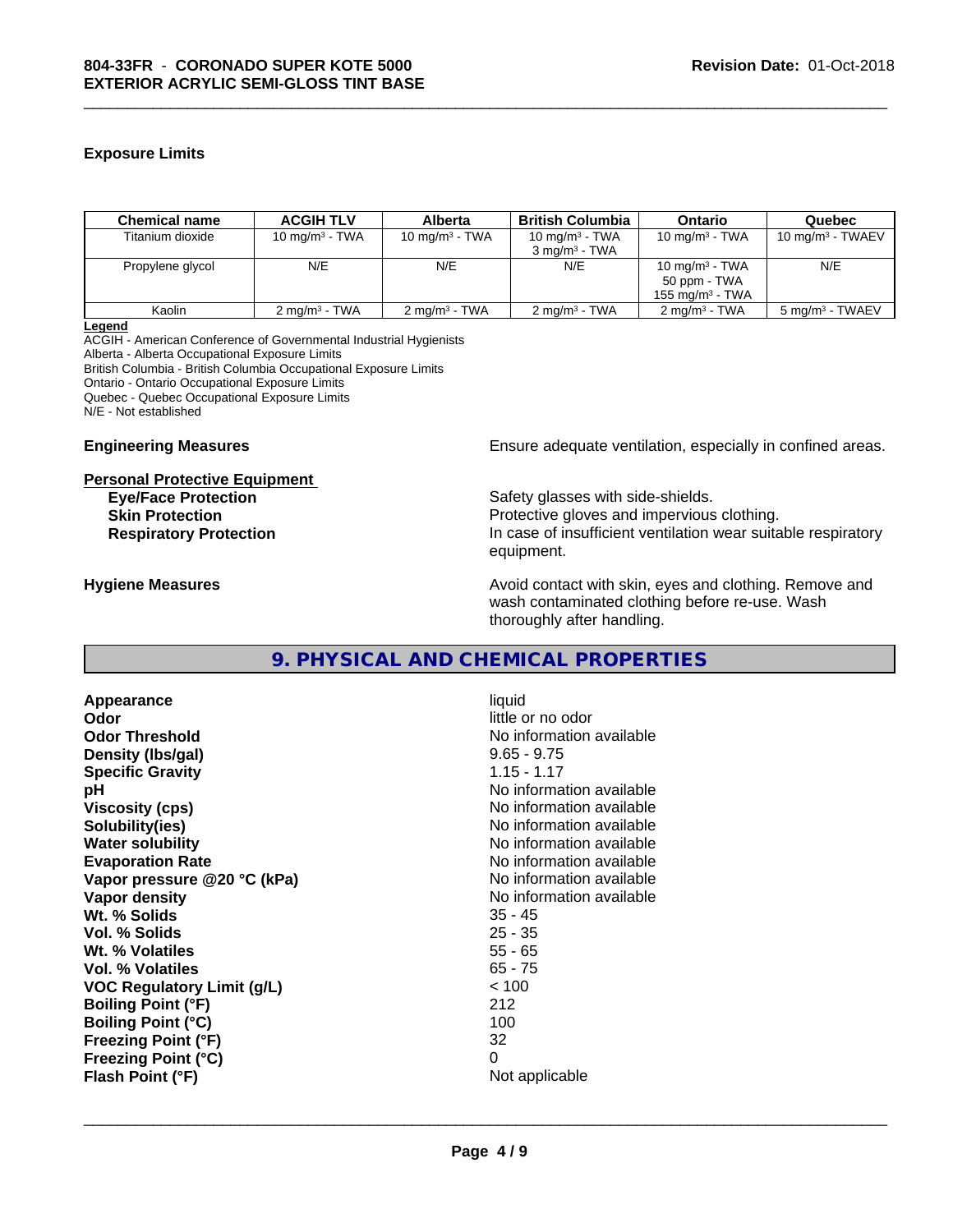### Exposure Limits

| Chemical name | ACGIH TLV | Alberta | British Columbia | Ontario | Quebec |
|---|---|---|---|---|---|
| Titanium dioxide | 10 mg/m³ - TWA | 10 mg/m³ - TWA | 10 mg/m³ - TWA<br>3 mg/m³ - TWA | 10 mg/m³ - TWA | 10 mg/m³ - TWAEV |
| Propylene glycol | N/E | N/E | N/E | 10 mg/m³ - TWA<br>50 ppm - TWA<br>155 mg/m³ - TWA | N/E |
| Kaolin | 2 mg/m³ - TWA | 2 mg/m³ - TWA | 2 mg/m³ - TWA | 2 mg/m³ - TWA | 5 mg/m³ - TWAEV |

**Legend**
ACGIH - American Conference of Governmental Industrial Hygienists
Alberta - Alberta Occupational Exposure Limits
British Columbia - British Columbia Occupational Exposure Limits
Ontario - Ontario Occupational Exposure Limits
Quebec - Quebec Occupational Exposure Limits
N/E - Not established

**Engineering Measures** Ensure adequate ventilation, especially in confined areas.

**Personal Protective Equipment**

- **Eye/Face Protection** Safety glasses with side-shields.
- **Skin Protection** Protective gloves and impervious clothing.
- **Respiratory Protection** In case of insufficient ventilation wear suitable respiratory equipment.

**Hygiene Measures** Avoid contact with skin, eyes and clothing. Remove and wash contaminated clothing before re-use. Wash thoroughly after handling.

## 9. PHYSICAL AND CHEMICAL PROPERTIES

| Property | Value |
|---|---|
| **Appearance** | liquid |
| **Odor** | little or no odor |
| **Odor Threshold** | No information available |
| **Density (lbs/gal)** | 9.65 - 9.75 |
| **Specific Gravity** | 1.15 - 1.17 |
| **pH** | No information available |
| **Viscosity (cps)** | No information available |
| **Solubility(ies)** | No information available |
| **Water solubility** | No information available |
| **Evaporation Rate** | No information available |
| **Vapor pressure @20 °C (kPa)** | No information available |
| **Vapor density** | No information available |
| **Wt. % Solids** | 35 - 45 |
| **Vol. % Solids** | 25 - 35 |
| **Wt. % Volatiles** | 55 - 65 |
| **Vol. % Volatiles** | 65 - 75 |
| **VOC Regulatory Limit (g/L)** | < 100 |
| **Boiling Point (°F)** | 212 |
| **Boiling Point (°C)** | 100 |
| **Freezing Point (°F)** | 32 |
| **Freezing Point (°C)** | 0 |
| **Flash Point (°F)** | Not applicable |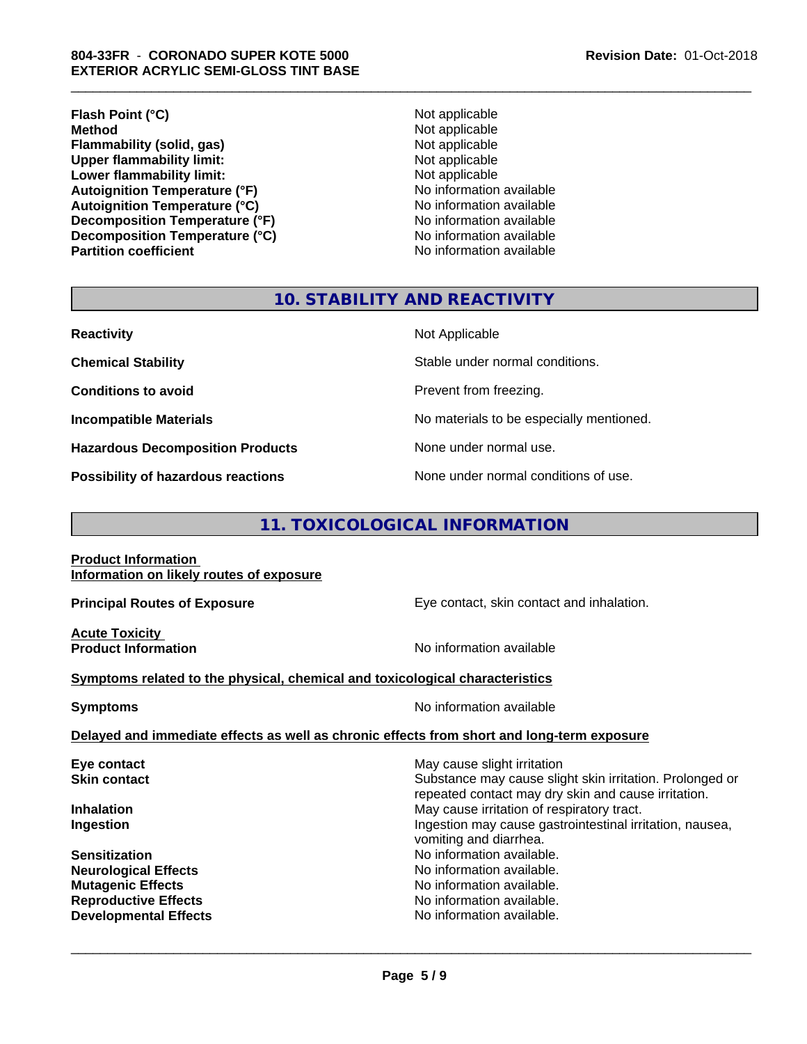| | |
|---|---|
| **Flash Point (°C)** | Not applicable |
| **Method** | Not applicable |
| **Flammability (solid, gas)** | Not applicable |
| **Upper flammability limit:** | Not applicable |
| **Lower flammability limit:** | Not applicable |
| **Autoignition Temperature (°F)** | No information available |
| **Autoignition Temperature (°C)** | No information available |
| **Decomposition Temperature (°F)** | No information available |
| **Decomposition Temperature (°C)** | No information available |
| **Partition coefficient** | No information available |

## 10. STABILITY AND REACTIVITY

| | |
|---|---|
| **Reactivity** | Not Applicable |
| **Chemical Stability** | Stable under normal conditions. |
| **Conditions to avoid** | Prevent from freezing. |
| **Incompatible Materials** | No materials to be especially mentioned. |
| **Hazardous Decomposition Products** | None under normal use. |
| **Possibility of hazardous reactions** | None under normal conditions of use. |

## 11. TOXICOLOGICAL INFORMATION

**Product Information**
**Information on likely routes of exposure**

| | |
|---|---|
| **Principal Routes of Exposure** | Eye contact, skin contact and inhalation. |

**Acute Toxicity**

| | |
|---|---|
| **Product Information** | No information available |

**Symptoms related to the physical, chemical and toxicological characteristics**

| | |
|---|---|
| **Symptoms** | No information available |

**Delayed and immediate effects as well as chronic effects from short and long-term exposure**

| | |
|---|---|
| **Eye contact** | May cause slight irritation |
| **Skin contact** | Substance may cause slight skin irritation. Prolonged or repeated contact may dry skin and cause irritation. |
| **Inhalation** | May cause irritation of respiratory tract. |
| **Ingestion** | Ingestion may cause gastrointestinal irritation, nausea, vomiting and diarrhea. |
| **Sensitization** | No information available. |
| **Neurological Effects** | No information available. |
| **Mutagenic Effects** | No information available. |
| **Reproductive Effects** | No information available. |
| **Developmental Effects** | No information available. |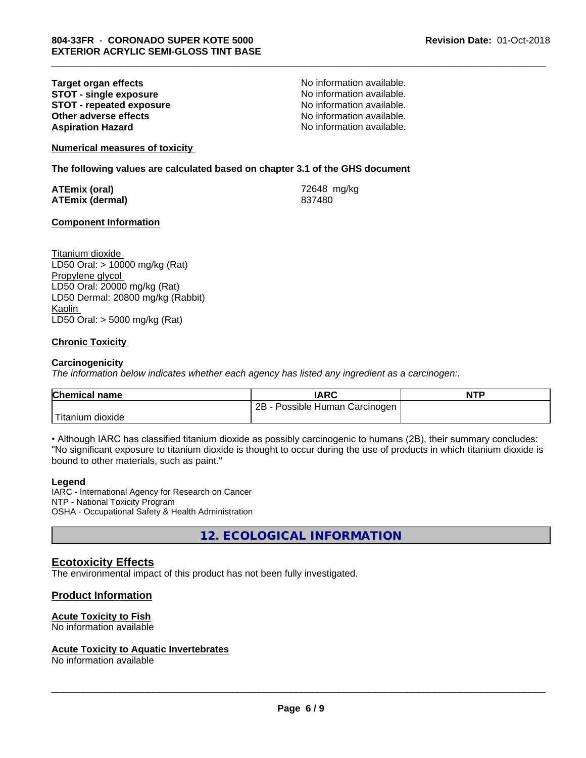**Target organ effects** No information available.
**STOT - single exposure** No information available.
**STOT - repeated exposure** No information available.
**Other adverse effects** No information available.
**Aspiration Hazard** No information available.

**Numerical measures of toxicity**

**The following values are calculated based on chapter 3.1 of the GHS document**

**ATEmix (oral)** 72648 mg/kg
**ATEmix (dermal)** 837480

**Component Information**

Titanium dioxide
LD50 Oral: > 10000 mg/kg (Rat)
Propylene glycol
LD50 Oral: 20000 mg/kg (Rat)
LD50 Dermal: 20800 mg/kg (Rabbit)
Kaolin
LD50 Oral: > 5000 mg/kg (Rat)

**Chronic Toxicity**

**Carcinogenicity**
*The information below indicates whether each agency has listed any ingredient as a carcinogen:.*

| Chemical name | IARC | NTP |
|---|---|---|
| Titanium dioxide | 2B - Possible Human Carcinogen | |

• Although IARC has classified titanium dioxide as possibly carcinogenic to humans (2B), their summary concludes: "No significant exposure to titanium dioxide is thought to occur during the use of products in which titanium dioxide is bound to other materials, such as paint."

**Legend**
IARC - International Agency for Research on Cancer
NTP - National Toxicity Program
OSHA - Occupational Safety & Health Administration

## 12. ECOLOGICAL INFORMATION

### Ecotoxicity Effects
The environmental impact of this product has not been fully investigated.

### Product Information

**Acute Toxicity to Fish**
No information available

**Acute Toxicity to Aquatic Invertebrates**
No information available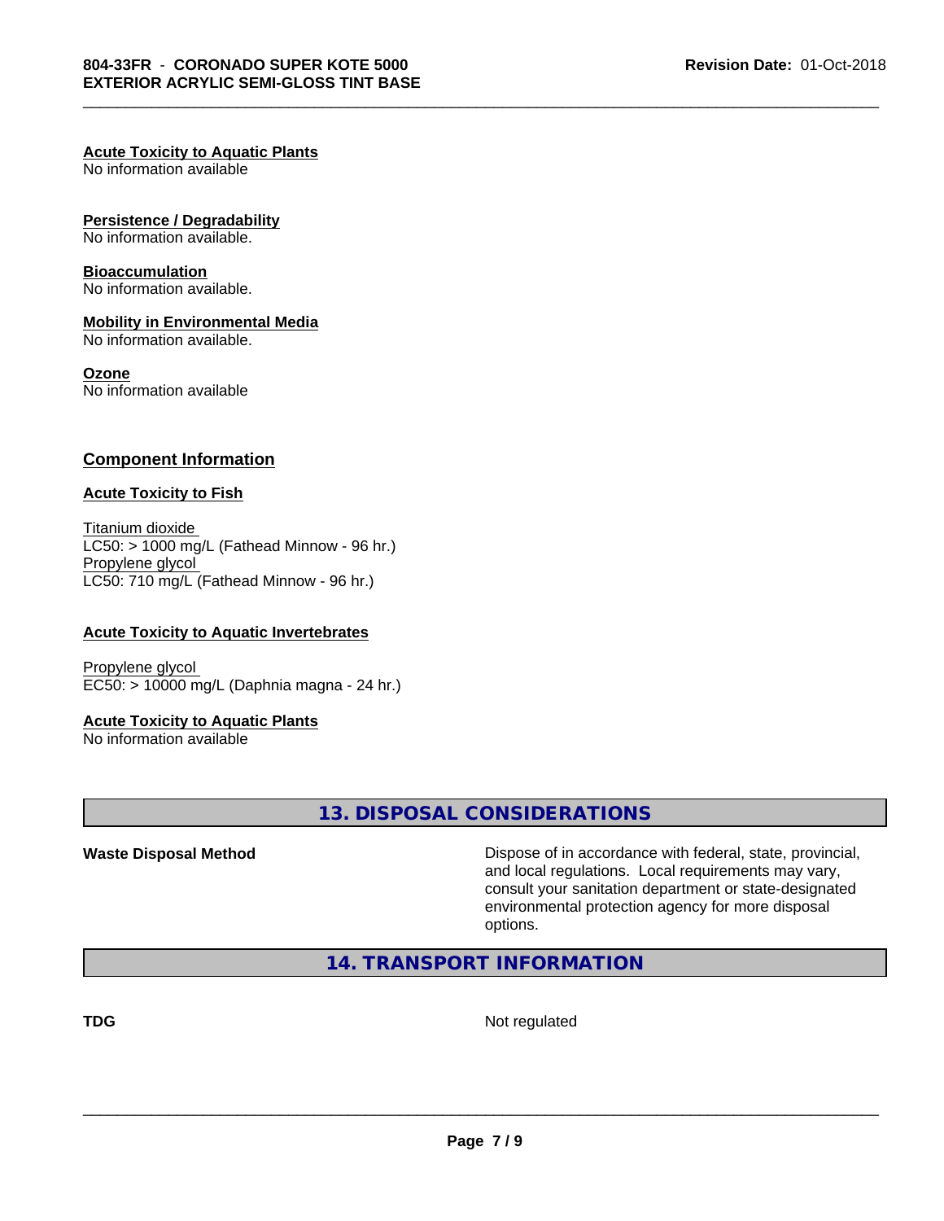**Acute Toxicity to Aquatic Plants**
No information available

**Persistence / Degradability**
No information available.

**Bioaccumulation**
No information available.

**Mobility in Environmental Media**
No information available.

**Ozone**
No information available

## Component Information

**Acute Toxicity to Fish**

Titanium dioxide
LC50: > 1000 mg/L (Fathead Minnow - 96 hr.)
Propylene glycol
LC50: 710 mg/L (Fathead Minnow - 96 hr.)

**Acute Toxicity to Aquatic Invertebrates**

Propylene glycol
EC50: > 10000 mg/L (Daphnia magna - 24 hr.)

**Acute Toxicity to Aquatic Plants**
No information available

## 13. DISPOSAL CONSIDERATIONS

**Waste Disposal Method** — Dispose of in accordance with federal, state, provincial, and local regulations. Local requirements may vary, consult your sanitation department or state-designated environmental protection agency for more disposal options.

## 14. TRANSPORT INFORMATION

**TDG** — Not regulated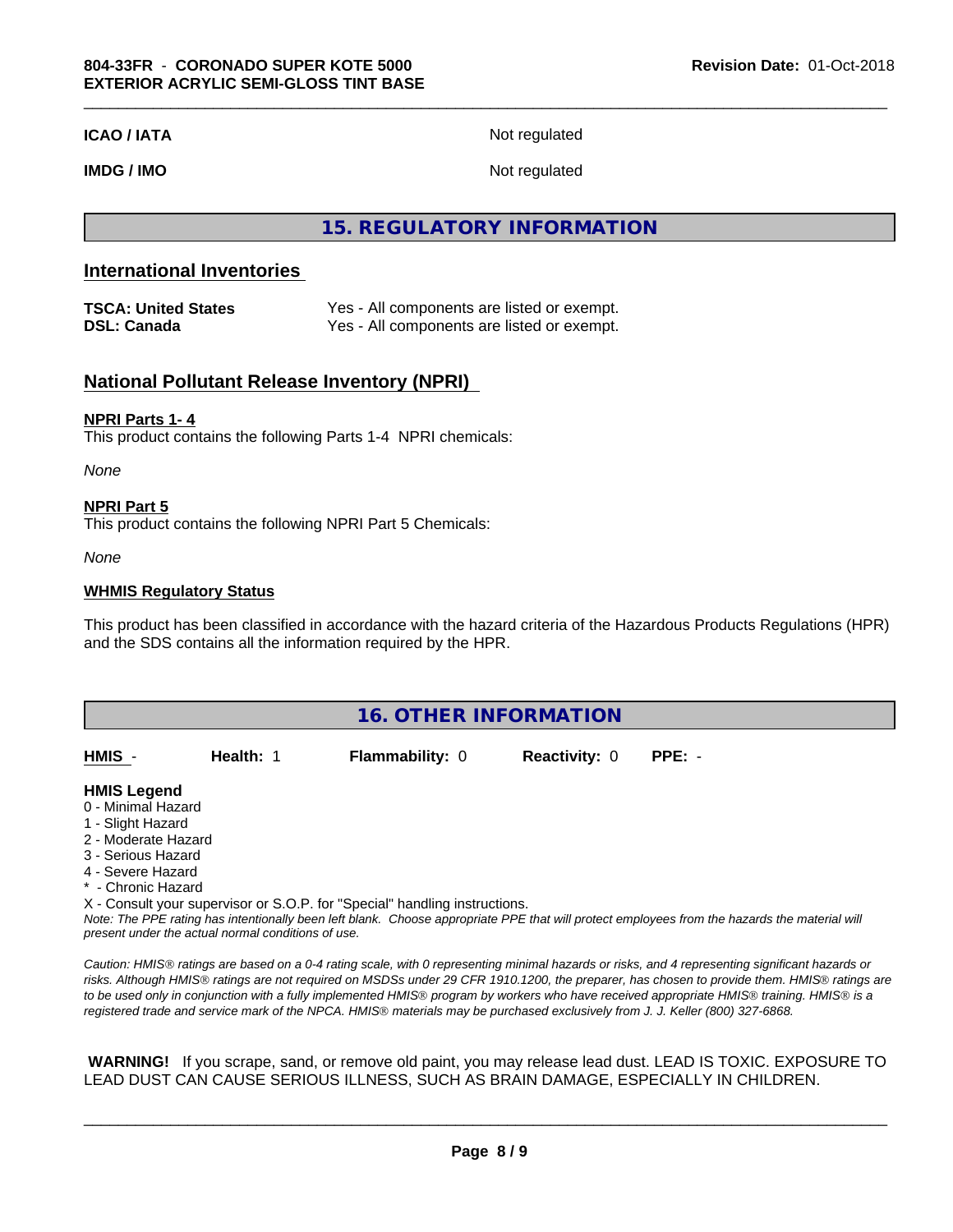| | |
|---|---|
| **ICAO / IATA** | Not regulated |
| **IMDG / IMO** | Not regulated |

## 15. REGULATORY INFORMATION

### International Inventories

| | |
|---|---|
| **TSCA: United States** | Yes - All components are listed or exempt. |
| **DSL: Canada** | Yes - All components are listed or exempt. |

### National Pollutant Release Inventory (NPRI)

**NPRI Parts 1- 4**

This product contains the following Parts 1-4 NPRI chemicals:

*None*

**NPRI Part 5**

This product contains the following NPRI Part 5 Chemicals:

*None*

**WHMIS Regulatory Status**

This product has been classified in accordance with the hazard criteria of the Hazardous Products Regulations (HPR) and the SDS contains all the information required by the HPR.

## 16. OTHER INFORMATION

| **HMIS** - | **Health:** 1 | **Flammability:** 0 | **Reactivity:** 0 | **PPE:** - |
|---|---|---|---|---|

**HMIS Legend**

0 - Minimal Hazard
1 - Slight Hazard
2 - Moderate Hazard
3 - Serious Hazard
4 - Severe Hazard
* - Chronic Hazard
X - Consult your supervisor or S.O.P. for "Special" handling instructions.

*Note: The PPE rating has intentionally been left blank. Choose appropriate PPE that will protect employees from the hazards the material will present under the actual normal conditions of use.*

*Caution: HMIS® ratings are based on a 0-4 rating scale, with 0 representing minimal hazards or risks, and 4 representing significant hazards or risks. Although HMIS® ratings are not required on MSDSs under 29 CFR 1910.1200, the preparer, has chosen to provide them. HMIS® ratings are to be used only in conjunction with a fully implemented HMIS® program by workers who have received appropriate HMIS® training. HMIS® is a registered trade and service mark of the NPCA. HMIS® materials may be purchased exclusively from J. J. Keller (800) 327-6868.*

**WARNING!** If you scrape, sand, or remove old paint, you may release lead dust. LEAD IS TOXIC. EXPOSURE TO LEAD DUST CAN CAUSE SERIOUS ILLNESS, SUCH AS BRAIN DAMAGE, ESPECIALLY IN CHILDREN.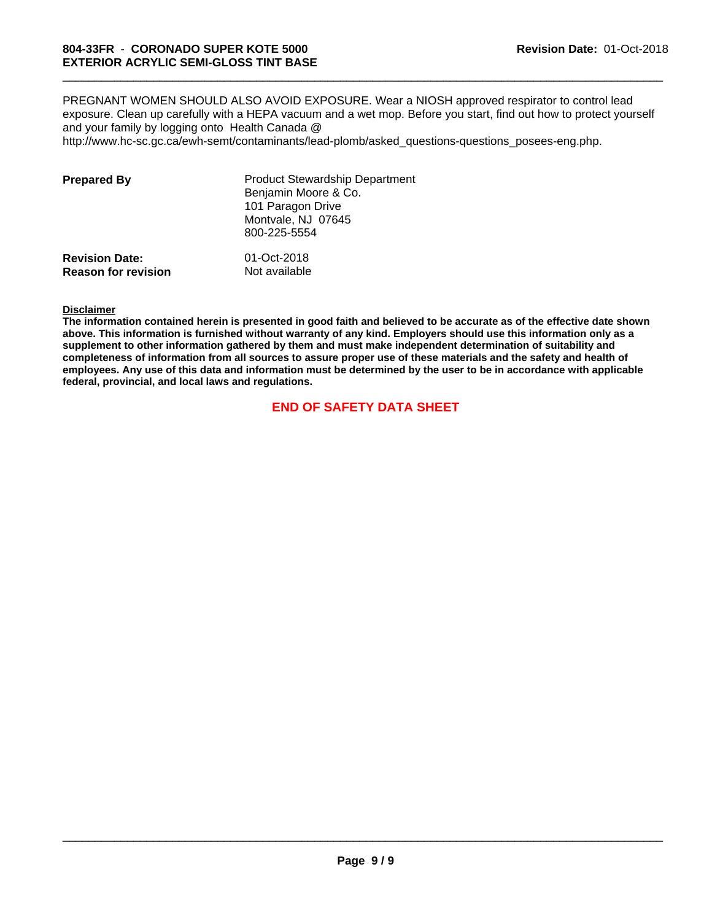PREGNANT WOMEN SHOULD ALSO AVOID EXPOSURE. Wear a NIOSH approved respirator to control lead exposure. Clean up carefully with a HEPA vacuum and a wet mop. Before you start, find out how to protect yourself and your family by logging onto Health Canada @ http://www.hc-sc.gc.ca/ewh-semt/contaminants/lead-plomb/asked_questions-questions_posees-eng.php.

| | |
|---|---|
| **Prepared By** | Product Stewardship Department<br>Benjamin Moore & Co.<br>101 Paragon Drive<br>Montvale, NJ 07645<br>800-225-5554 |
| **Revision Date:** | 01-Oct-2018 |
| **Reason for revision** | Not available |

**Disclaimer**

**The information contained herein is presented in good faith and believed to be accurate as of the effective date shown above. This information is furnished without warranty of any kind. Employers should use this information only as a supplement to other information gathered by them and must make independent determination of suitability and completeness of information from all sources to assure proper use of these materials and the safety and health of employees. Any use of this data and information must be determined by the user to be in accordance with applicable federal, provincial, and local laws and regulations.**

**END OF SAFETY DATA SHEET**